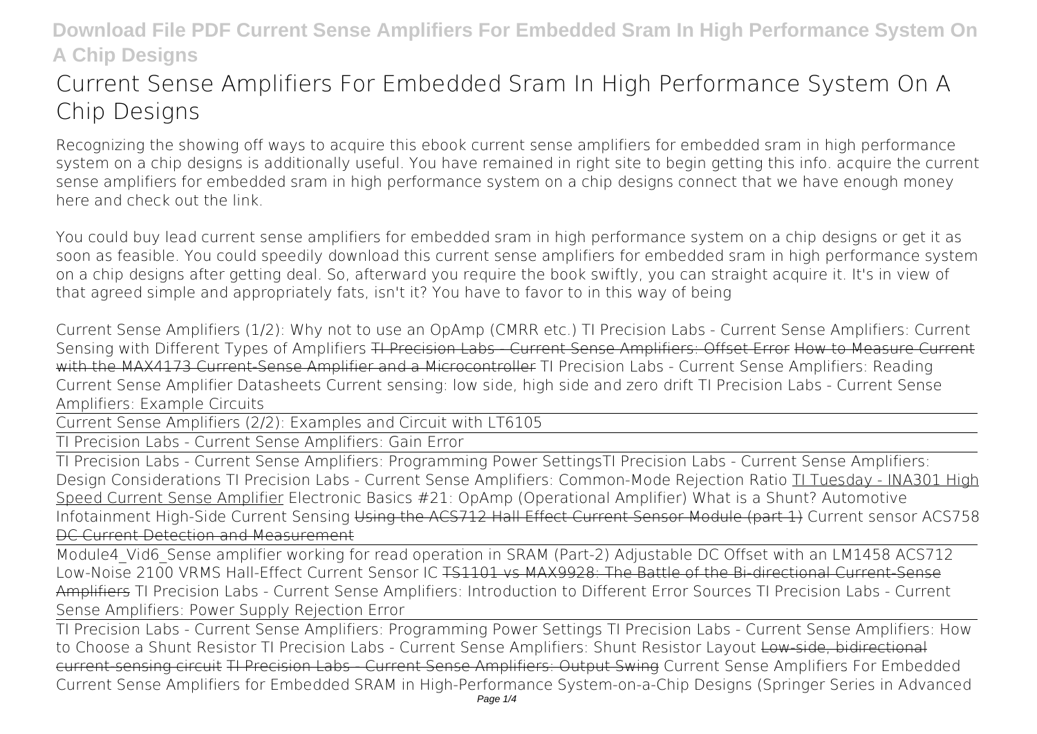# Current Sense Amplifiers For Embedded Sram In High Performance System On A Chip Designs

Recognizing the showing off ways to acquire this ebook current sense amplifiers for embedded sram in high performance system on a chip designs is additionally useful. You have remained in right site to begin getting this info. acquire the current sense amplifiers for embedded sram in high performance system on a chip designs connect that we have enough money here and check out the link.

You could buy lead current sense amplifiers for embedded sram in high performance system on a chip designs or get it as soon as feasible. You could speedily download this current sense amplifiers for embedded sram in high performance system on a chip designs after getting deal. So, afterward you require the book swiftly, you can straight acquire it. It's in view of that agreed simple and appropriately fats, isn't it? You have to favor to in this way of being

Current Sense Amplifiers (1/2): Why not to use an OpAmp (CMRR etc.) TI Precision Labs - Current Sense Amplifiers: Current Sensing with Different Types of Amplifiers ~~TI Precision Labs - Current Sense Amplifiers: Offset Error~~ ~~How to Measure Current with the MAX4173 Current-Sense Amplifier and a Microcontroller~~ TI Precision Labs - Current Sense Amplifiers: Reading Current Sense Amplifier Datasheets Current sensing: low side, high side and zero drift TI Precision Labs - Current Sense Amplifiers: Example Circuits

Current Sense Amplifiers (2/2): Examples and Circuit with LT6105

TI Precision Labs - Current Sense Amplifiers: Gain Error

TI Precision Labs - Current Sense Amplifiers: Programming Power Settings TI Precision Labs - Current Sense Amplifiers: Design Considerations TI Precision Labs - Current Sense Amplifiers: Common-Mode Rejection Ratio TI Tuesday - INA301 High Speed Current Sense Amplifier Electronic Basics #21: OpAmp (Operational Amplifier) What is a Shunt? Automotive Infotainment High-Side Current Sensing ~~Using the ACS712 Hall Effect Current Sensor Module (part 1)~~ Current sensor ACS758 ~~DC Current Detection and Measurement~~

Module4_Vid6_Sense amplifier working for read operation in SRAM (Part-2) Adjustable DC Offset with an LM1458 ACS712 Low-Noise 2100 VRMS Hall-Effect Current Sensor IC ~~TS1101 vs MAX9928: The Battle of the Bi-directional Current-Sense Amplifiers~~ TI Precision Labs - Current Sense Amplifiers: Introduction to Different Error Sources TI Precision Labs - Current Sense Amplifiers: Power Supply Rejection Error

TI Precision Labs - Current Sense Amplifiers: Programming Power Settings TI Precision Labs - Current Sense Amplifiers: How to Choose a Shunt Resistor TI Precision Labs - Current Sense Amplifiers: Shunt Resistor Layout ~~Low-side, bidirectional current-sensing circuit~~ ~~TI Precision Labs - Current Sense Amplifiers: Output Swing~~ Current Sense Amplifiers For Embedded Current Sense Amplifiers for Embedded SRAM in High-Performance System-on-a-Chip Designs (Springer Series in Advanced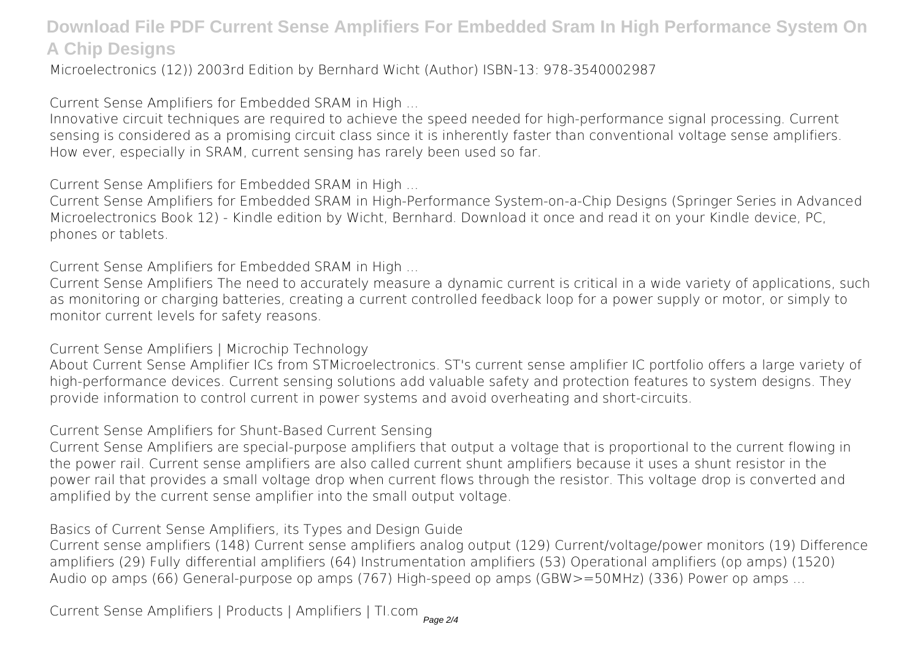Microelectronics (12)) 2003rd Edition by Bernhard Wicht (Author) ISBN-13: 978-3540002987

**Current Sense Amplifiers for Embedded SRAM in High ...**

Innovative circuit techniques are required to achieve the speed needed for high-performance signal processing. Current sensing is considered as a promising circuit class since it is inherently faster than conventional voltage sense amplifiers. How ever, especially in SRAM, current sensing has rarely been used so far.

**Current Sense Amplifiers for Embedded SRAM in High ...**

Current Sense Amplifiers for Embedded SRAM in High-Performance System-on-a-Chip Designs (Springer Series in Advanced Microelectronics Book 12) - Kindle edition by Wicht, Bernhard. Download it once and read it on your Kindle device, PC, phones or tablets.

**Current Sense Amplifiers for Embedded SRAM in High ...**

Current Sense Amplifiers The need to accurately measure a dynamic current is critical in a wide variety of applications, such as monitoring or charging batteries, creating a current controlled feedback loop for a power supply or motor, or simply to monitor current levels for safety reasons.

**Current Sense Amplifiers | Microchip Technology**

About Current Sense Amplifier ICs from STMicroelectronics. ST's current sense amplifier IC portfolio offers a large variety of high-performance devices. Current sensing solutions add valuable safety and protection features to system designs. They provide information to control current in power systems and avoid overheating and short-circuits.

**Current Sense Amplifiers for Shunt-Based Current Sensing**

Current Sense Amplifiers are special-purpose amplifiers that output a voltage that is proportional to the current flowing in the power rail. Current sense amplifiers are also called current shunt amplifiers because it uses a shunt resistor in the power rail that provides a small voltage drop when current flows through the resistor. This voltage drop is converted and amplified by the current sense amplifier into the small output voltage.

**Basics of Current Sense Amplifiers, its Types and Design Guide**

Current sense amplifiers (148) Current sense amplifiers analog output (129) Current/voltage/power monitors (19) Difference amplifiers (29) Fully differential amplifiers (64) Instrumentation amplifiers (53) Operational amplifiers (op amps) (1520) Audio op amps (66) General-purpose op amps (767) High-speed op amps (GBW>=50MHz) (336) Power op amps ...

**Current Sense Amplifiers | Products | Amplifiers | TI.com**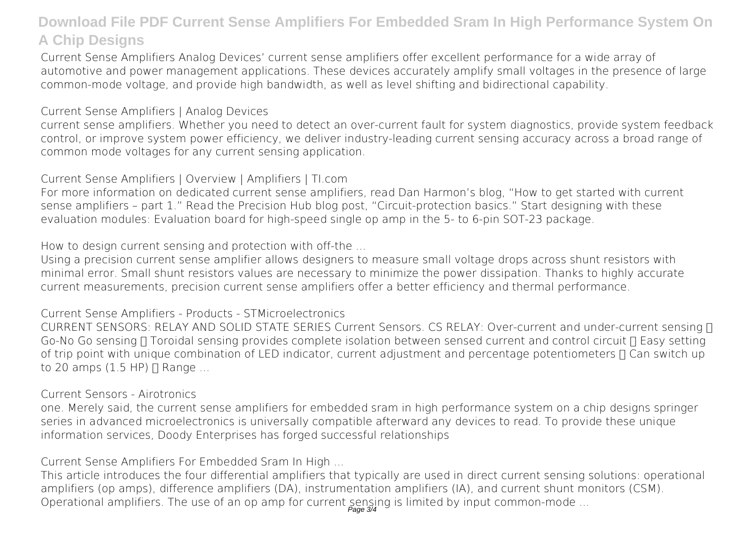Current Sense Amplifiers Analog Devices' current sense amplifiers offer excellent performance for a wide array of automotive and power management applications. These devices accurately amplify small voltages in the presence of large common-mode voltage, and provide high bandwidth, as well as level shifting and bidirectional capability.

**Current Sense Amplifiers | Analog Devices**

current sense amplifiers. Whether you need to detect an over-current fault for system diagnostics, provide system feedback control, or improve system power efficiency, we deliver industry-leading current sensing accuracy across a broad range of common mode voltages for any current sensing application.

**Current Sense Amplifiers | Overview | Amplifiers | TI.com**

For more information on dedicated current sense amplifiers, read Dan Harmon's blog, "How to get started with current sense amplifiers – part 1." Read the Precision Hub blog post, "Circuit-protection basics." Start designing with these evaluation modules: Evaluation board for high-speed single op amp in the 5- to 6-pin SOT-23 package.

**How to design current sensing and protection with off-the ...**

Using a precision current sense amplifier allows designers to measure small voltage drops across shunt resistors with minimal error. Small shunt resistors values are necessary to minimize the power dissipation. Thanks to highly accurate current measurements, precision current sense amplifiers offer a better efficiency and thermal performance.

**Current Sense Amplifiers - Products - STMicroelectronics**

CURRENT SENSORS: RELAY AND SOLID STATE SERIES Current Sensors. CS RELAY: Over-current and under-current sensing  Go-No Go sensing  Toroidal sensing provides complete isolation between sensed current and control circuit  Easy setting of trip point with unique combination of LED indicator, current adjustment and percentage potentiometers  Can switch up to 20 amps (1.5 HP)  Range ...

**Current Sensors - Airotronics**

one. Merely said, the current sense amplifiers for embedded sram in high performance system on a chip designs springer series in advanced microelectronics is universally compatible afterward any devices to read. To provide these unique information services, Doody Enterprises has forged successful relationships

**Current Sense Amplifiers For Embedded Sram In High ...**

This article introduces the four differential amplifiers that typically are used in direct current sensing solutions: operational amplifiers (op amps), difference amplifiers (DA), instrumentation amplifiers (IA), and current shunt monitors (CSM). Operational amplifiers. The use of an op amp for current sensing is limited by input common-mode ...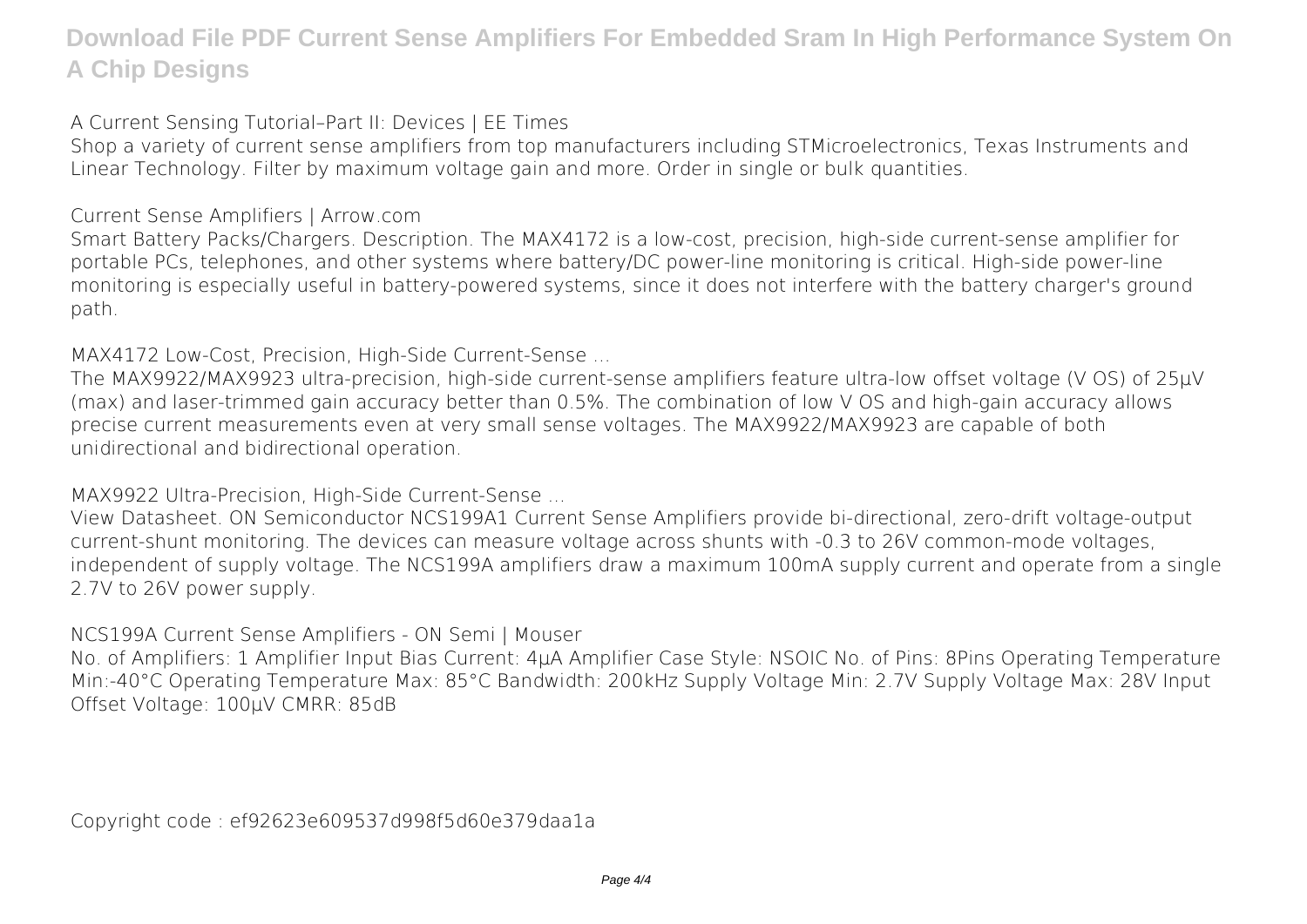**A Current Sensing Tutorial–Part II: Devices | EE Times**

Shop a variety of current sense amplifiers from top manufacturers including STMicroelectronics, Texas Instruments and Linear Technology. Filter by maximum voltage gain and more. Order in single or bulk quantities.

**Current Sense Amplifiers | Arrow.com**

Smart Battery Packs/Chargers. Description. The MAX4172 is a low-cost, precision, high-side current-sense amplifier for portable PCs, telephones, and other systems where battery/DC power-line monitoring is critical. High-side power-line monitoring is especially useful in battery-powered systems, since it does not interfere with the battery charger's ground path.

**MAX4172 Low-Cost, Precision, High-Side Current-Sense ...**

The MAX9922/MAX9923 ultra-precision, high-side current-sense amplifiers feature ultra-low offset voltage (V OS) of 25µV (max) and laser-trimmed gain accuracy better than 0.5%. The combination of low V OS and high-gain accuracy allows precise current measurements even at very small sense voltages. The MAX9922/MAX9923 are capable of both unidirectional and bidirectional operation.

**MAX9922 Ultra-Precision, High-Side Current-Sense ...**

View Datasheet. ON Semiconductor NCS199A1 Current Sense Amplifiers provide bi-directional, zero-drift voltage-output current-shunt monitoring. The devices can measure voltage across shunts with -0.3 to 26V common-mode voltages, independent of supply voltage. The NCS199A amplifiers draw a maximum 100mA supply current and operate from a single 2.7V to 26V power supply.

**NCS199A Current Sense Amplifiers - ON Semi | Mouser**

No. of Amplifiers: 1 Amplifier Input Bias Current: 4µA Amplifier Case Style: NSOIC No. of Pins: 8Pins Operating Temperature Min:-40°C Operating Temperature Max: 85°C Bandwidth: 200kHz Supply Voltage Min: 2.7V Supply Voltage Max: 28V Input Offset Voltage: 100µV CMRR: 85dB

Copyright code : ef92623e609537d998f5d60e379daa1a